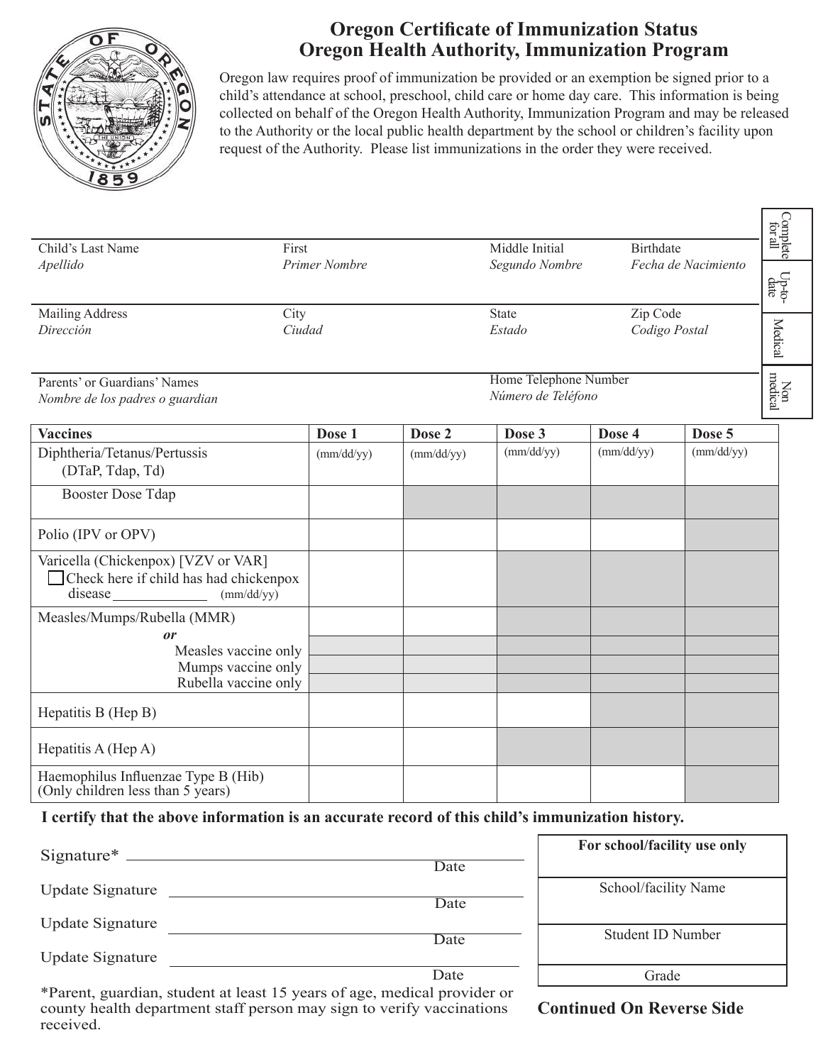# Oregon Certificate of Immunization Status
## Oregon Health Authority, Immunization Program

Oregon law requires proof of immunization be provided or an exemption be signed prior to a child's attendance at school, preschool, child care or home day care. This information is being collected on behalf of the Oregon Health Authority, Immunization Program and may be released to the Authority or the local public health department by the school or children's facility upon request of the Authority. Please list immunizations in the order they were received.

| | | | |
|---|---|---|---|
| Child's Last Name *Apellido* | First *Primer Nombre* | Middle Initial *Segundo Nombre* | Birthdate *Fecha de Nacimiento* |
| Mailing Address *Dirección* | City *Ciudad* | State *Estado* | Zip Code *Codigo Postal* |
| Parents' or Guardians' Names *Nombre de los padres o guardian* | | Home Telephone Number *Número de Teléfono* | |

Complete for all | Up-to-date | Medical | Non medical

| Vaccines | Dose 1 | Dose 2 | Dose 3 | Dose 4 | Dose 5 |
|---|---|---|---|---|---|
| Diphtheria/Tetanus/Pertussis (DTaP, Tdap, Td) | (mm/dd/yy) | (mm/dd/yy) | (mm/dd/yy) | (mm/dd/yy) | (mm/dd/yy) |
| Booster Dose Tdap | | | | | |
| Polio (IPV or OPV) | | | | | |
| Varicella (Chickenpox) [VZV or VAR] ☐ Check here if child has had chickenpox disease ________ (mm/dd/yy) | | | | | |
| Measles/Mumps/Rubella (MMR) | | | | | |
| *or* Measles vaccine only | | | | | |
| Mumps vaccine only | | | | | |
| Rubella vaccine only | | | | | |
| Hepatitis B (Hep B) | | | | | |
| Hepatitis A (Hep A) | | | | | |
| Haemophilus Influenzae Type B (Hib) (Only children less than 5 years) | | | | | |

**I certify that the above information is an accurate record of this child's immunization history.**

Signature* ______________________ Date

Update Signature ______________________ Date

Update Signature ______________________ Date

Update Signature ______________________ Date

*Parent, guardian, student at least 15 years of age, medical provider or county health department staff person may sign to verify vaccinations received.

| **For school/facility use only** |
|---|
| School/facility Name |
| Student ID Number |
| Grade |

**Continued On Reverse Side**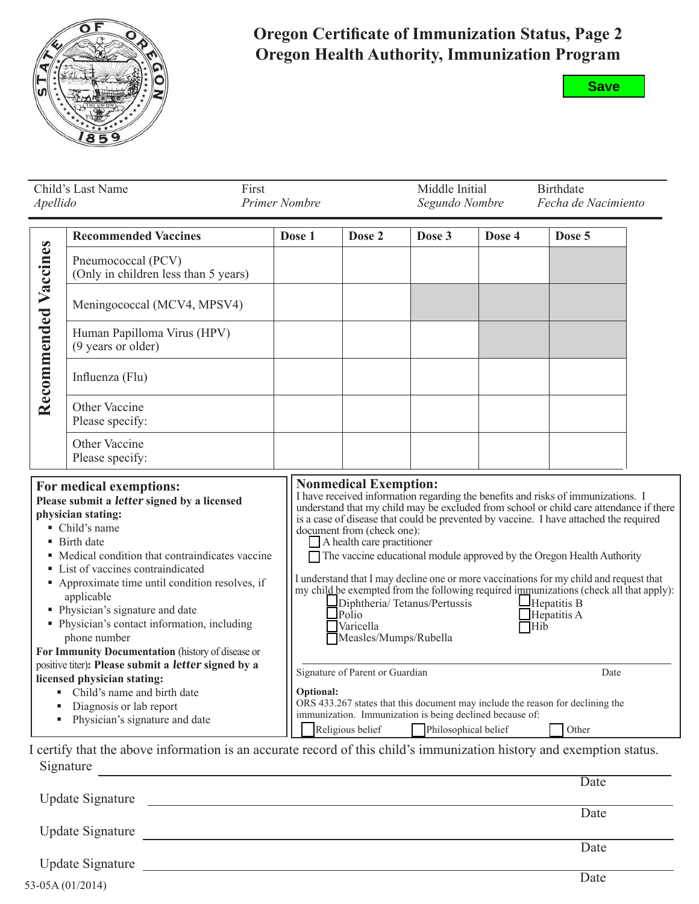# Oregon Certificate of Immunization Status, Page 2
## Oregon Health Authority, Immunization Program

Save

| Child's Last Name *Apellido* | First *Primer Nombre* | Middle Initial *Segundo Nombre* | Birthdate *Fecha de Nacimiento* |
|---|---|---|---|
| | | | |

**Recommended Vaccines**

| Recommended Vaccines | Dose 1 | Dose 2 | Dose 3 | Dose 4 | Dose 5 |
|---|---|---|---|---|---|
| Pneumococcal (PCV) (Only in children less than 5 years) | | | | | |
| Meningococcal (MCV4, MPSV4) | | | | | |
| Human Papilloma Virus (HPV) (9 years or older) | | | | | |
| Influenza (Flu) | | | | | |
| Other Vaccine Please specify: | | | | | |
| Other Vaccine Please specify: | | | | | |

**For medical exemptions:**
**Please submit a *letter* signed by a licensed physician stating:**

- Child's name
- Birth date
- Medical condition that contraindicates vaccine
- List of vaccines contraindicated
- Approximate time until condition resolves, if applicable
- Physician's signature and date
- Physician's contact information, including phone number

**For Immunity Documentation** (history of disease or positive titer)**: Please submit a *letter* signed by a licensed physician stating:**

- Child's name and birth date
- Diagnosis or lab report
- Physician's signature and date

**Nonmedical Exemption:**
I have received information regarding the benefits and risks of immunizations. I understand that my child may be excluded from school or child care attendance if there is a case of disease that could be prevented by vaccine. I have attached the required document from (check one):

- ☐ A health care practitioner
- ☐ The vaccine educational module approved by the Oregon Health Authority

I understand that I may decline one or more vaccinations for my child and request that my child be exempted from the following required immunizations (check all that apply):

- ☐ Diphtheria/ Tetanus/Pertussis
- ☐ Polio
- ☐ Varicella
- ☐ Measles/Mumps/Rubella
- ☐ Hepatitis B
- ☐ Hepatitis A
- ☐ Hib

Signature of Parent or Guardian ____________________ Date

**Optional:**
ORS 433.267 states that this document may include the reason for declining the immunization. Immunization is being declined because of:

☐ Religious belief ☐ Philosophical belief ☐ Other

I certify that the above information is an accurate record of this child's immunization history and exemption status.

Signature ____________________ Date

Update Signature ____________________ Date

Update Signature ____________________ Date

Update Signature ____________________ Date

53-05A (01/2014)